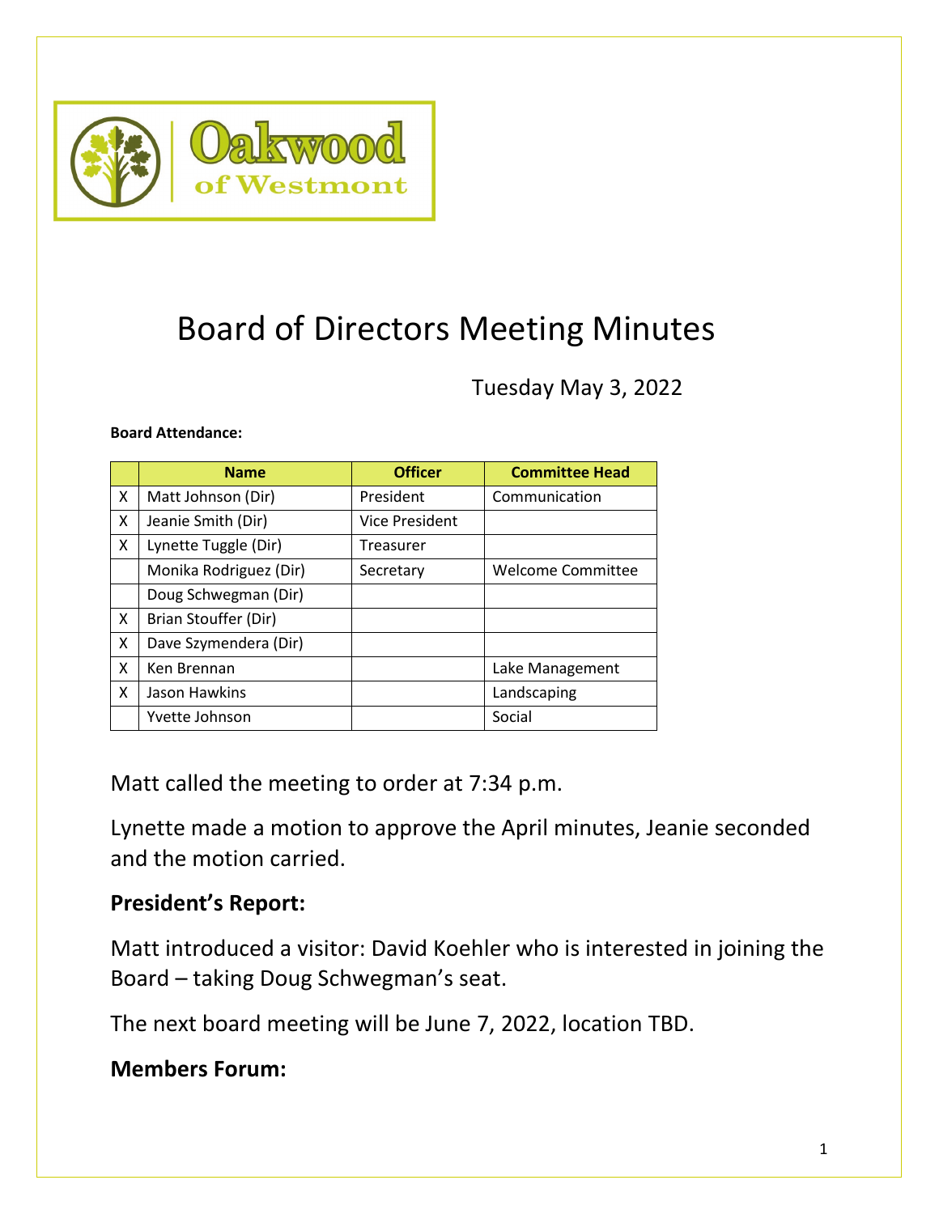Oakwood of Westmont

# Board of Directors Meeting Minutes

Tuesday May 3, 2022

**Board Attendance:**

| | Name | Officer | Committee Head |
|---|---|---|---|
| X | Matt Johnson (Dir) | President | Communication |
| X | Jeanie Smith (Dir) | Vice President | |
| X | Lynette Tuggle (Dir) | Treasurer | |
| | Monika Rodriguez (Dir) | Secretary | Welcome Committee |
| | Doug Schwegman (Dir) | | |
| X | Brian Stouffer (Dir) | | |
| X | Dave Szymendera (Dir) | | |
| X | Ken Brennan | | Lake Management |
| X | Jason Hawkins | | Landscaping |
| | Yvette Johnson | | Social |

Matt called the meeting to order at 7:34 p.m.

Lynette made a motion to approve the April minutes, Jeanie seconded and the motion carried.

## President's Report:

Matt introduced a visitor: David Koehler who is interested in joining the Board – taking Doug Schwegman's seat.

The next board meeting will be June 7, 2022, location TBD.

## Members Forum: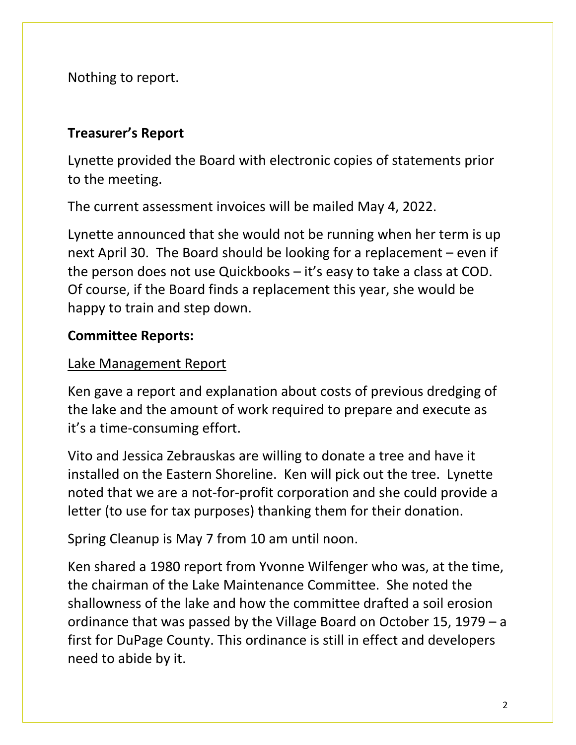Nothing to report.

**Treasurer's Report**

Lynette provided the Board with electronic copies of statements prior to the meeting.

The current assessment invoices will be mailed May 4, 2022.

Lynette announced that she would not be running when her term is up next April 30. The Board should be looking for a replacement – even if the person does not use Quickbooks – it's easy to take a class at COD. Of course, if the Board finds a replacement this year, she would be happy to train and step down.

**Committee Reports:**

Lake Management Report

Ken gave a report and explanation about costs of previous dredging of the lake and the amount of work required to prepare and execute as it's a time-consuming effort.

Vito and Jessica Zebrauskas are willing to donate a tree and have it installed on the Eastern Shoreline. Ken will pick out the tree. Lynette noted that we are a not-for-profit corporation and she could provide a letter (to use for tax purposes) thanking them for their donation.

Spring Cleanup is May 7 from 10 am until noon.

Ken shared a 1980 report from Yvonne Wilfenger who was, at the time, the chairman of the Lake Maintenance Committee. She noted the shallowness of the lake and how the committee drafted a soil erosion ordinance that was passed by the Village Board on October 15, 1979 – a first for DuPage County. This ordinance is still in effect and developers need to abide by it.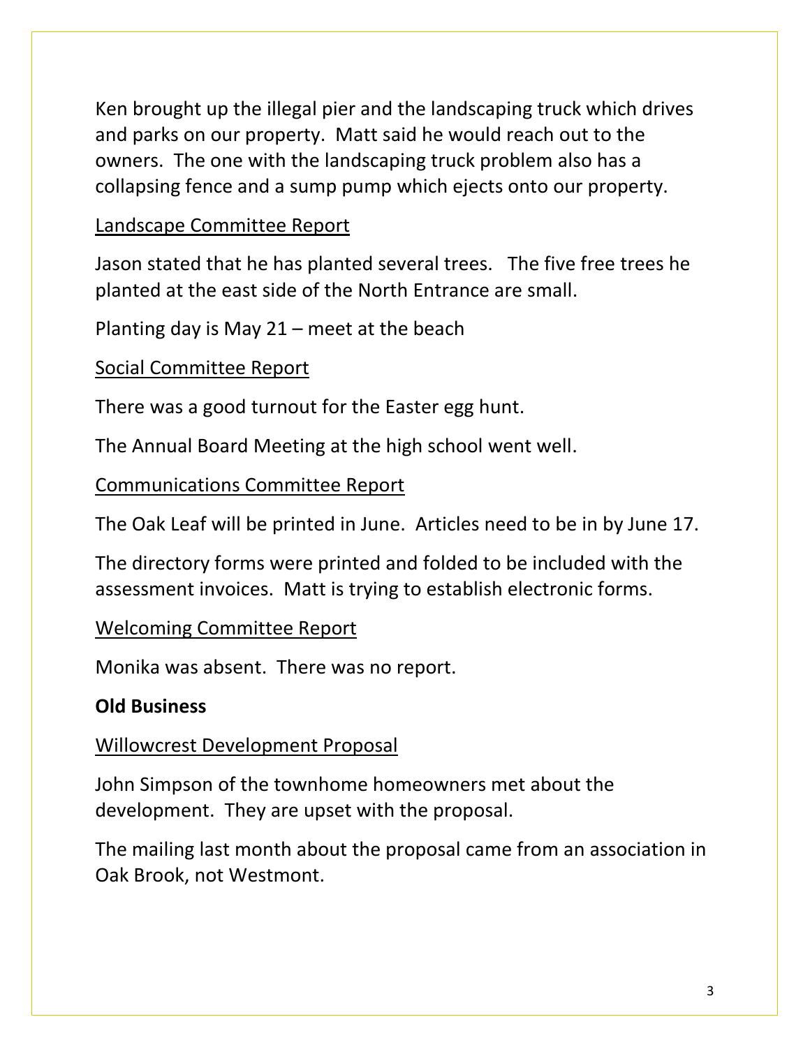Ken brought up the illegal pier and the landscaping truck which drives and parks on our property. Matt said he would reach out to the owners. The one with the landscaping truck problem also has a collapsing fence and a sump pump which ejects onto our property.

<u>Landscape Committee Report</u>

Jason stated that he has planted several trees. The five free trees he planted at the east side of the North Entrance are small.

Planting day is May 21 – meet at the beach

<u>Social Committee Report</u>

There was a good turnout for the Easter egg hunt.

The Annual Board Meeting at the high school went well.

<u>Communications Committee Report</u>

The Oak Leaf will be printed in June. Articles need to be in by June 17.

The directory forms were printed and folded to be included with the assessment invoices. Matt is trying to establish electronic forms.

<u>Welcoming Committee Report</u>

Monika was absent. There was no report.

**Old Business**

<u>Willowcrest Development Proposal</u>

John Simpson of the townhome homeowners met about the development. They are upset with the proposal.

The mailing last month about the proposal came from an association in Oak Brook, not Westmont.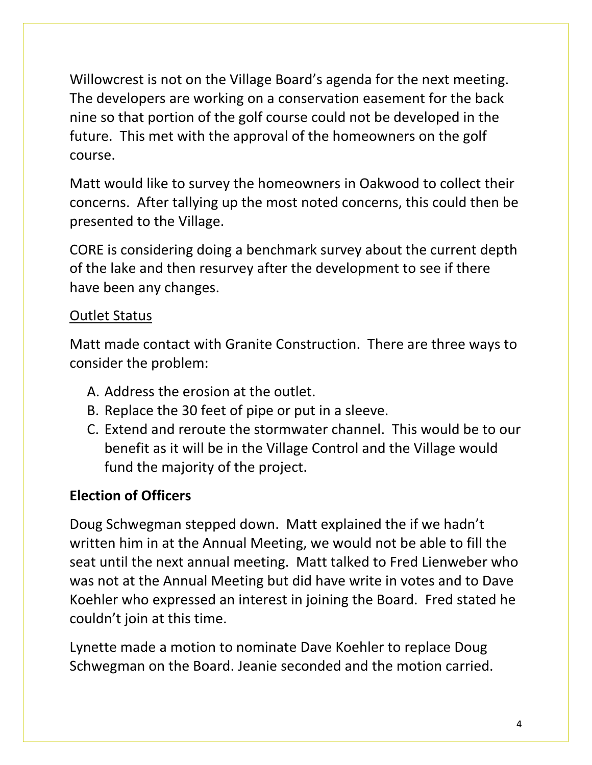Willowcrest is not on the Village Board's agenda for the next meeting. The developers are working on a conservation easement for the back nine so that portion of the golf course could not be developed in the future. This met with the approval of the homeowners on the golf course.

Matt would like to survey the homeowners in Oakwood to collect their concerns. After tallying up the most noted concerns, this could then be presented to the Village.

CORE is considering doing a benchmark survey about the current depth of the lake and then resurvey after the development to see if there have been any changes.

<u>Outlet Status</u>

Matt made contact with Granite Construction. There are three ways to consider the problem:

A. Address the erosion at the outlet.
B. Replace the 30 feet of pipe or put in a sleeve.
C. Extend and reroute the stormwater channel. This would be to our benefit as it will be in the Village Control and the Village would fund the majority of the project.

**Election of Officers**

Doug Schwegman stepped down. Matt explained the if we hadn't written him in at the Annual Meeting, we would not be able to fill the seat until the next annual meeting. Matt talked to Fred Lienweber who was not at the Annual Meeting but did have write in votes and to Dave Koehler who expressed an interest in joining the Board. Fred stated he couldn't join at this time.

Lynette made a motion to nominate Dave Koehler to replace Doug Schwegman on the Board. Jeanie seconded and the motion carried.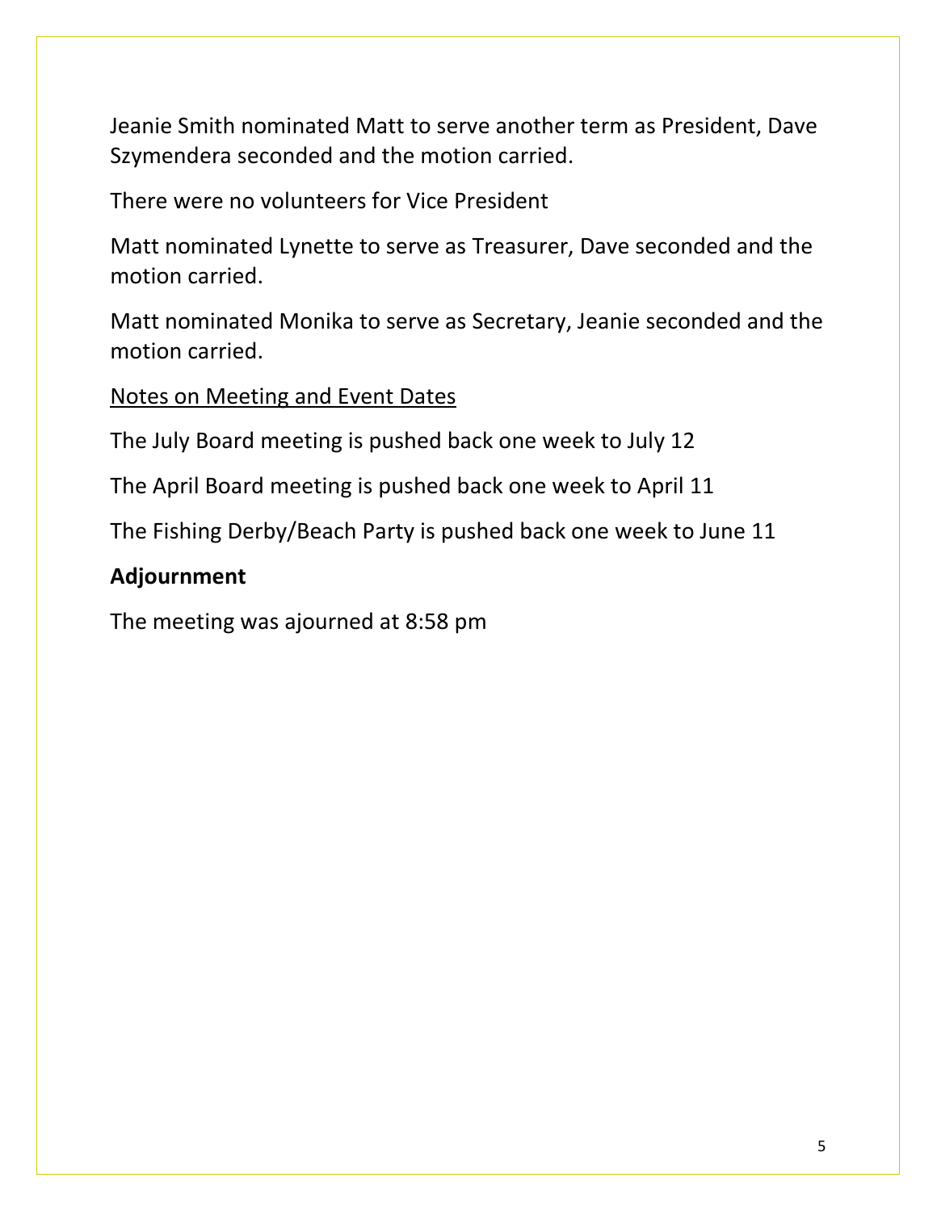Jeanie Smith nominated Matt to serve another term as President, Dave Szymendera seconded and the motion carried.

There were no volunteers for Vice President

Matt nominated Lynette to serve as Treasurer, Dave seconded and the motion carried.

Matt nominated Monika to serve as Secretary, Jeanie seconded and the motion carried.

<u>Notes on Meeting and Event Dates</u>

The July Board meeting is pushed back one week to July 12

The April Board meeting is pushed back one week to April 11

The Fishing Derby/Beach Party is pushed back one week to June 11

**Adjournment**

The meeting was ajourned at 8:58 pm